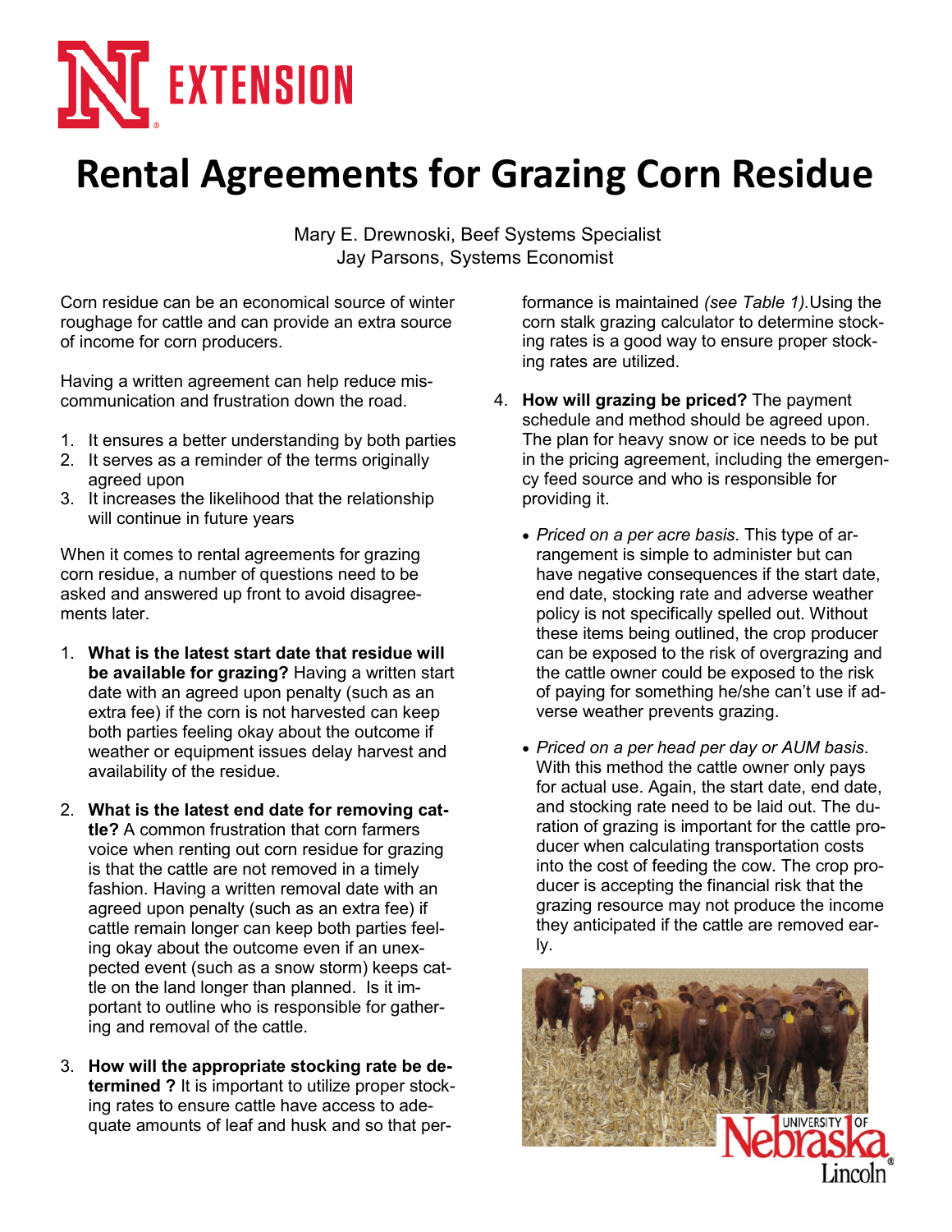# Rental Agreements for Grazing Corn Residue

Mary E. Drewnoski, Beef Systems Specialist
Jay Parsons, Systems Economist

Corn residue can be an economical source of winter roughage for cattle and can provide an extra source of income for corn producers.

Having a written agreement can help reduce miscommunication and frustration down the road.

1. It ensures a better understanding by both parties
2. It serves as a reminder of the terms originally agreed upon
3. It increases the likelihood that the relationship will continue in future years

When it comes to rental agreements for grazing corn residue, a number of questions need to be asked and answered up front to avoid disagreements later.

1. **What is the latest start date that residue will be available for grazing?** Having a written start date with an agreed upon penalty (such as an extra fee) if the corn is not harvested can keep both parties feeling okay about the outcome if weather or equipment issues delay harvest and availability of the residue.

2. **What is the latest end date for removing cattle?** A common frustration that corn farmers voice when renting out corn residue for grazing is that the cattle are not removed in a timely fashion. Having a written removal date with an agreed upon penalty (such as an extra fee) if cattle remain longer can keep both parties feeling okay about the outcome even if an unexpected event (such as a snow storm) keeps cattle on the land longer than planned. Is it important to outline who is responsible for gathering and removal of the cattle.

3. **How will the appropriate stocking rate be determined ?** It is important to utilize proper stocking rates to ensure cattle have access to adequate amounts of leaf and husk and so that performance is maintained *(see Table 1).*Using the corn stalk grazing calculator to determine stocking rates is a good way to ensure proper stocking rates are utilized.

4. **How will grazing be priced?** The payment schedule and method should be agreed upon. The plan for heavy snow or ice needs to be put in the pricing agreement, including the emergency feed source and who is responsible for providing it.

   - *Priced on a per acre basis*. This type of arrangement is simple to administer but can have negative consequences if the start date, end date, stocking rate and adverse weather policy is not specifically spelled out. Without these items being outlined, the crop producer can be exposed to the risk of overgrazing and the cattle owner could be exposed to the risk of paying for something he/she can't use if adverse weather prevents grazing.

   - *Priced on a per head per day or AUM basis*. With this method the cattle owner only pays for actual use. Again, the start date, end date, and stocking rate need to be laid out. The duration of grazing is important for the cattle producer when calculating transportation costs into the cost of feeding the cow. The crop producer is accepting the financial risk that the grazing resource may not produce the income they anticipated if the cattle are removed early.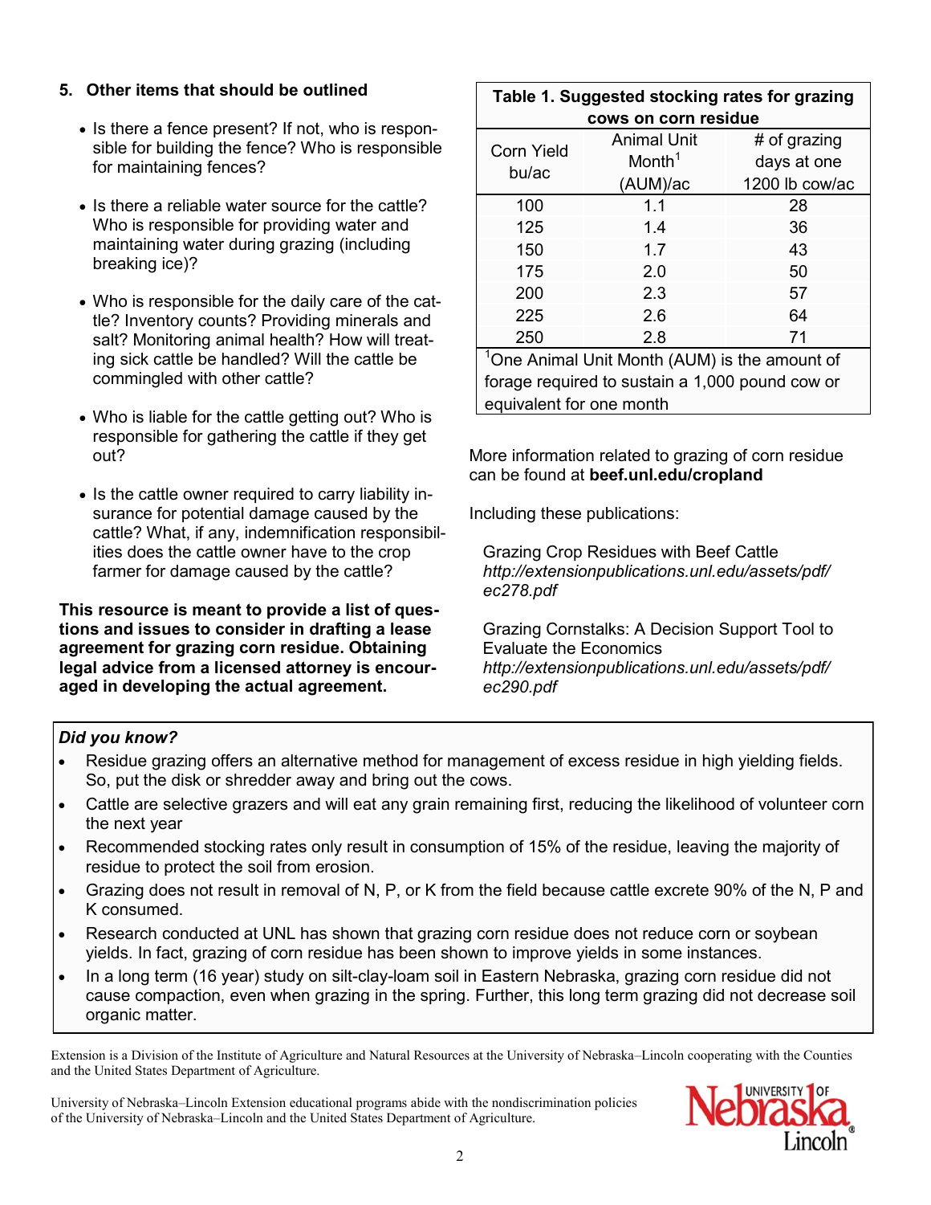## 5. Other items that should be outlined

- Is there a fence present? If not, who is responsible for building the fence? Who is responsible for maintaining fences?
- Is there a reliable water source for the cattle? Who is responsible for providing water and maintaining water during grazing (including breaking ice)?
- Who is responsible for the daily care of the cattle? Inventory counts? Providing minerals and salt? Monitoring animal health? How will treating sick cattle be handled? Will the cattle be commingled with other cattle?
- Who is liable for the cattle getting out? Who is responsible for gathering the cattle if they get out?
- Is the cattle owner required to carry liability insurance for potential damage caused by the cattle? What, if any, indemnification responsibilities does the cattle owner have to the crop farmer for damage caused by the cattle?

**This resource is meant to provide a list of questions and issues to consider in drafting a lease agreement for grazing corn residue. Obtaining legal advice from a licensed attorney is encouraged in developing the actual agreement.**

**Table 1. Suggested stocking rates for grazing cows on corn residue**

| Corn Yield bu/ac | Animal Unit Month[1] (AUM)/ac | # of grazing days at one 1200 lb cow/ac |
|---|---|---|
| 100 | 1.1 | 28 |
| 125 | 1.4 | 36 |
| 150 | 1.7 | 43 |
| 175 | 2.0 | 50 |
| 200 | 2.3 | 57 |
| 225 | 2.6 | 64 |
| 250 | 2.8 | 71 |

[1]One Animal Unit Month (AUM) is the amount of forage required to sustain a 1,000 pound cow or equivalent for one month

More information related to grazing of corn residue can be found at **beef.unl.edu/cropland**

Including these publications:

Grazing Crop Residues with Beef Cattle
*http://extensionpublications.unl.edu/assets/pdf/ec278.pdf*

Grazing Cornstalks: A Decision Support Tool to Evaluate the Economics
*http://extensionpublications.unl.edu/assets/pdf/ec290.pdf*

***Did you know?***

- Residue grazing offers an alternative method for management of excess residue in high yielding fields. So, put the disk or shredder away and bring out the cows.
- Cattle are selective grazers and will eat any grain remaining first, reducing the likelihood of volunteer corn the next year
- Recommended stocking rates only result in consumption of 15% of the residue, leaving the majority of residue to protect the soil from erosion.
- Grazing does not result in removal of N, P, or K from the field because cattle excrete 90% of the N, P and K consumed.
- Research conducted at UNL has shown that grazing corn residue does not reduce corn or soybean yields. In fact, grazing of corn residue has been shown to improve yields in some instances.
- In a long term (16 year) study on silt-clay-loam soil in Eastern Nebraska, grazing corn residue did not cause compaction, even when grazing in the spring. Further, this long term grazing did not decrease soil organic matter.

Extension is a Division of the Institute of Agriculture and Natural Resources at the University of Nebraska–Lincoln cooperating with the Counties and the United States Department of Agriculture.

University of Nebraska–Lincoln Extension educational programs abide with the nondiscrimination policies of the University of Nebraska–Lincoln and the United States Department of Agriculture.